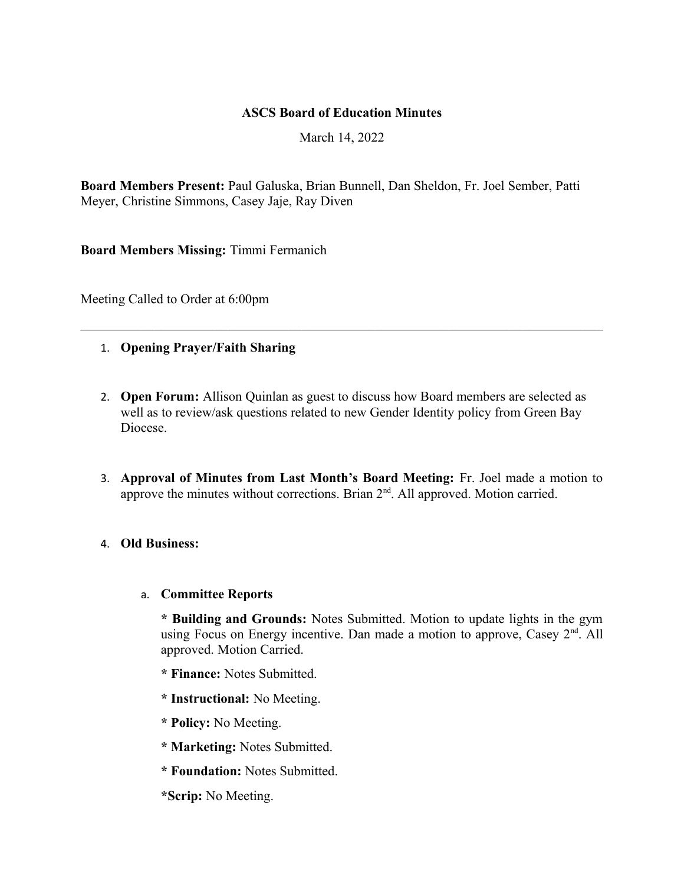**ASCS Board of Education Minutes**

March 14, 2022

**Board Members Present:** Paul Galuska, Brian Bunnell, Dan Sheldon, Fr. Joel Sember, Patti Meyer, Christine Simmons, Casey Jaje, Ray Diven

**Board Members Missing:** Timmi Fermanich

Meeting Called to Order at 6:00pm

---

1. **Opening Prayer/Faith Sharing**

2. **Open Forum:** Allison Quinlan as guest to discuss how Board members are selected as well as to review/ask questions related to new Gender Identity policy from Green Bay Diocese.

3. **Approval of Minutes from Last Month's Board Meeting:** Fr. Joel made a motion to approve the minutes without corrections. Brian 2nd. All approved. Motion carried.

4. **Old Business:**

   a. **Committee Reports**

      **\* Building and Grounds:** Notes Submitted. Motion to update lights in the gym using Focus on Energy incentive. Dan made a motion to approve, Casey 2nd. All approved. Motion Carried.

      **\* Finance:** Notes Submitted.

      **\* Instructional:** No Meeting.

      **\* Policy:** No Meeting.

      **\* Marketing:** Notes Submitted.

      **\* Foundation:** Notes Submitted.

      **\*Scrip:** No Meeting.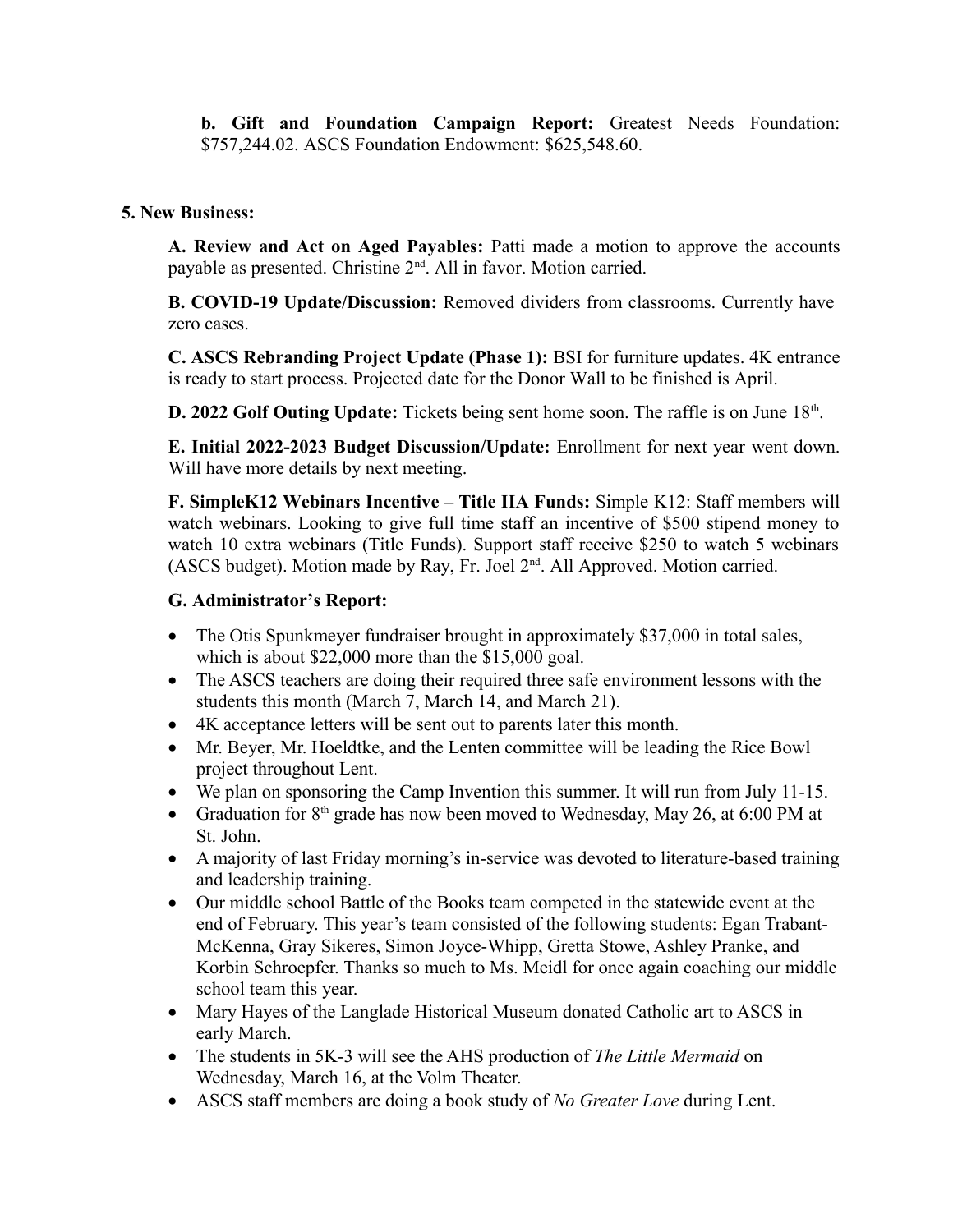**b. Gift and Foundation Campaign Report:** Greatest Needs Foundation: $757,244.02. ASCS Foundation Endowment: $625,548.60.

**5. New Business:**

**A. Review and Act on Aged Payables:** Patti made a motion to approve the accounts payable as presented. Christine 2nd. All in favor. Motion carried.

**B. COVID-19 Update/Discussion:** Removed dividers from classrooms. Currently have zero cases.

**C. ASCS Rebranding Project Update (Phase 1):** BSI for furniture updates. 4K entrance is ready to start process. Projected date for the Donor Wall to be finished is April.

**D. 2022 Golf Outing Update:** Tickets being sent home soon. The raffle is on June 18th.

**E. Initial 2022-2023 Budget Discussion/Update:** Enrollment for next year went down. Will have more details by next meeting.

**F. SimpleK12 Webinars Incentive – Title IIA Funds:** Simple K12: Staff members will watch webinars. Looking to give full time staff an incentive of $500 stipend money to watch 10 extra webinars (Title Funds). Support staff receive $250 to watch 5 webinars (ASCS budget). Motion made by Ray, Fr. Joel 2nd. All Approved. Motion carried.

**G. Administrator's Report:**

- The Otis Spunkmeyer fundraiser brought in approximately $37,000 in total sales, which is about $22,000 more than the $15,000 goal.
- The ASCS teachers are doing their required three safe environment lessons with the students this month (March 7, March 14, and March 21).
- 4K acceptance letters will be sent out to parents later this month.
- Mr. Beyer, Mr. Hoeldtke, and the Lenten committee will be leading the Rice Bowl project throughout Lent.
- We plan on sponsoring the Camp Invention this summer. It will run from July 11-15.
- Graduation for 8th grade has now been moved to Wednesday, May 26, at 6:00 PM at St. John.
- A majority of last Friday morning's in-service was devoted to literature-based training and leadership training.
- Our middle school Battle of the Books team competed in the statewide event at the end of February. This year's team consisted of the following students: Egan Trabant-McKenna, Gray Sikeres, Simon Joyce-Whipp, Gretta Stowe, Ashley Pranke, and Korbin Schroepfer. Thanks so much to Ms. Meidl for once again coaching our middle school team this year.
- Mary Hayes of the Langlade Historical Museum donated Catholic art to ASCS in early March.
- The students in 5K-3 will see the AHS production of *The Little Mermaid* on Wednesday, March 16, at the Volm Theater.
- ASCS staff members are doing a book study of *No Greater Love* during Lent.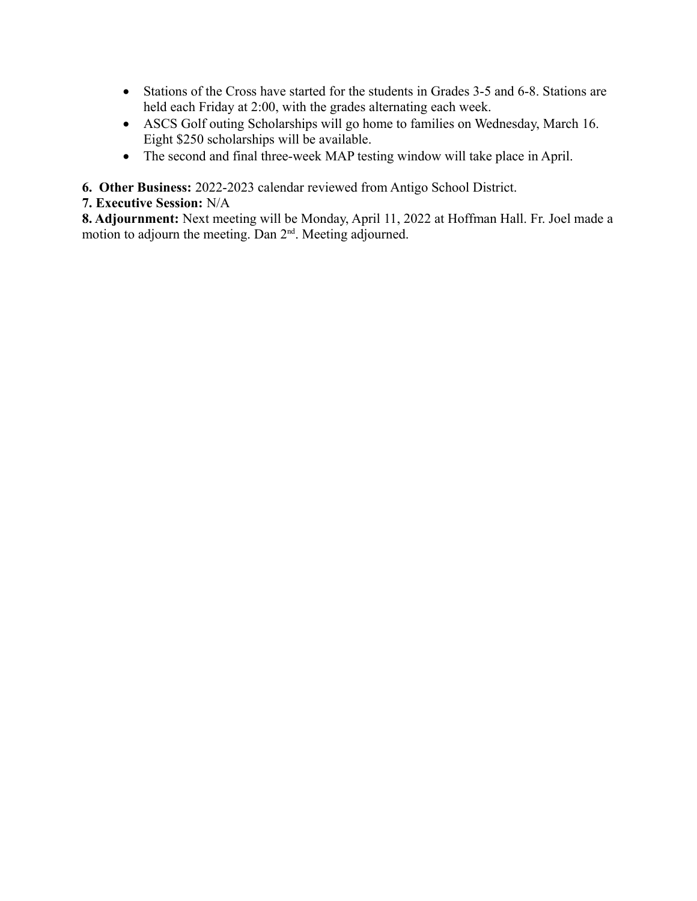- Stations of the Cross have started for the students in Grades 3-5 and 6-8. Stations are held each Friday at 2:00, with the grades alternating each week.
- ASCS Golf outing Scholarships will go home to families on Wednesday, March 16. Eight $250 scholarships will be available.
- The second and final three-week MAP testing window will take place in April.

**6. Other Business:** 2022-2023 calendar reviewed from Antigo School District.
**7. Executive Session:** N/A
**8. Adjournment:** Next meeting will be Monday, April 11, 2022 at Hoffman Hall. Fr. Joel made a motion to adjourn the meeting. Dan 2nd. Meeting adjourned.